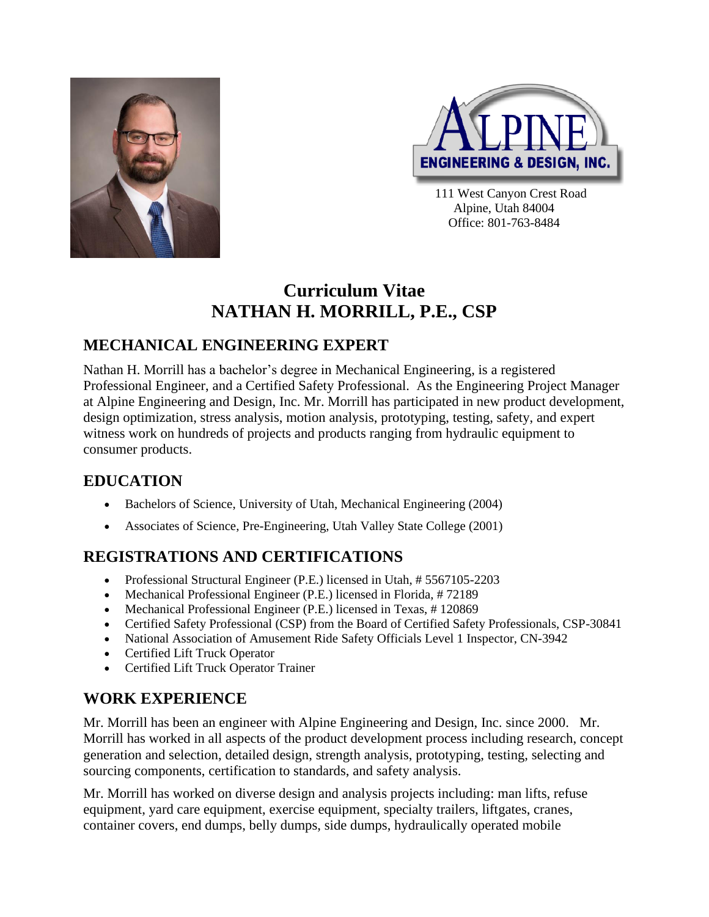111 West Canyon Crest Road
Alpine, Utah 84004
Office: 801-763-8484

# Curriculum Vitae
# NATHAN H. MORRILL, P.E., CSP

## MECHANICAL ENGINEERING EXPERT

Nathan H. Morrill has a bachelor's degree in Mechanical Engineering, is a registered Professional Engineer, and a Certified Safety Professional. As the Engineering Project Manager at Alpine Engineering and Design, Inc. Mr. Morrill has participated in new product development, design optimization, stress analysis, motion analysis, prototyping, testing, safety, and expert witness work on hundreds of projects and products ranging from hydraulic equipment to consumer products.

## EDUCATION

- Bachelors of Science, University of Utah, Mechanical Engineering (2004)
- Associates of Science, Pre-Engineering, Utah Valley State College (2001)

## REGISTRATIONS AND CERTIFICATIONS

- Professional Structural Engineer (P.E.) licensed in Utah, # 5567105-2203
- Mechanical Professional Engineer (P.E.) licensed in Florida, # 72189
- Mechanical Professional Engineer (P.E.) licensed in Texas, # 120869
- Certified Safety Professional (CSP) from the Board of Certified Safety Professionals, CSP-30841
- National Association of Amusement Ride Safety Officials Level 1 Inspector, CN-3942
- Certified Lift Truck Operator
- Certified Lift Truck Operator Trainer

## WORK EXPERIENCE

Mr. Morrill has been an engineer with Alpine Engineering and Design, Inc. since 2000. Mr. Morrill has worked in all aspects of the product development process including research, concept generation and selection, detailed design, strength analysis, prototyping, testing, selecting and sourcing components, certification to standards, and safety analysis.

Mr. Morrill has worked on diverse design and analysis projects including: man lifts, refuse equipment, yard care equipment, exercise equipment, specialty trailers, liftgates, cranes, container covers, end dumps, belly dumps, side dumps, hydraulically operated mobile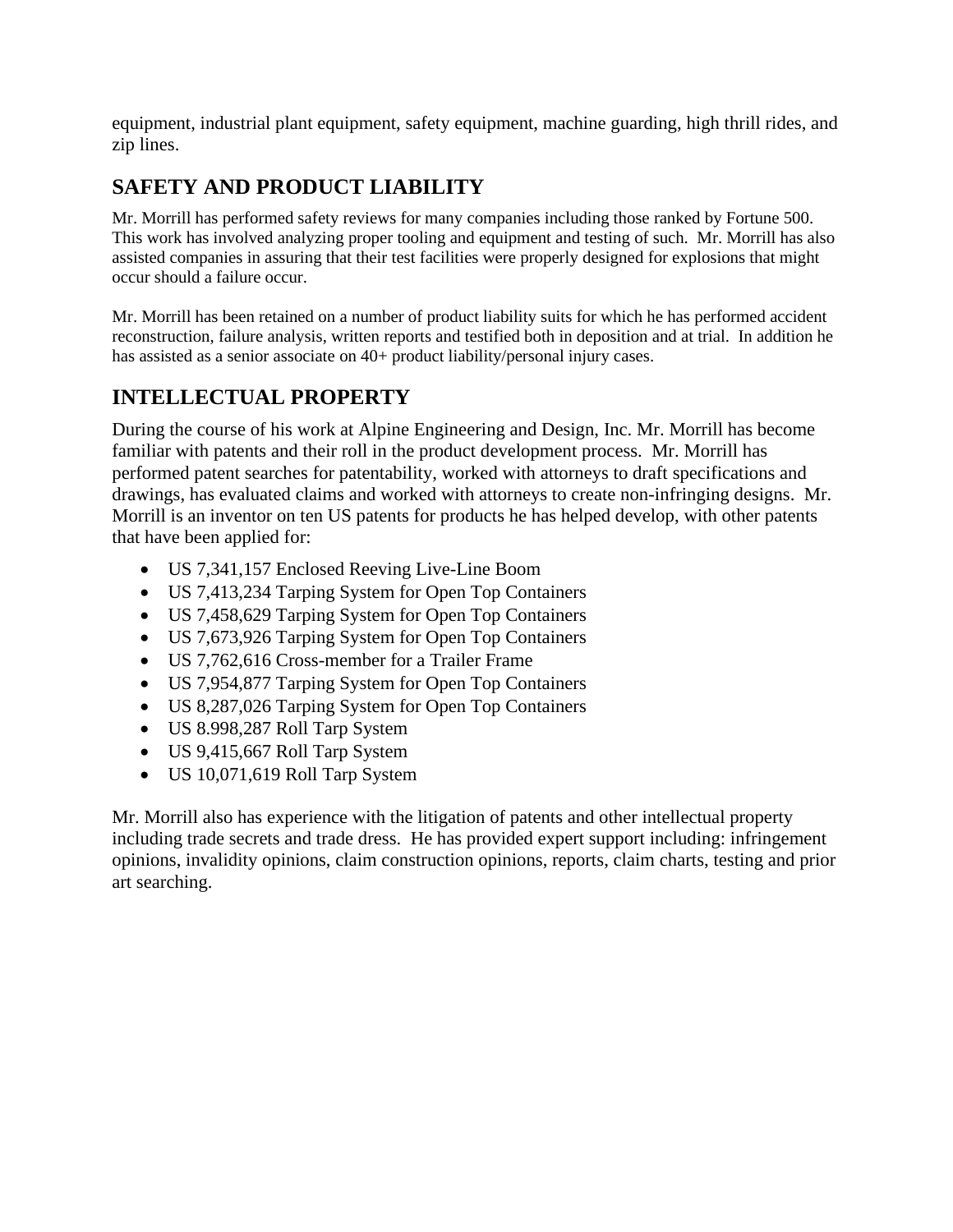equipment, industrial plant equipment, safety equipment, machine guarding, high thrill rides, and zip lines.

## SAFETY AND PRODUCT LIABILITY

Mr. Morrill has performed safety reviews for many companies including those ranked by Fortune 500. This work has involved analyzing proper tooling and equipment and testing of such. Mr. Morrill has also assisted companies in assuring that their test facilities were properly designed for explosions that might occur should a failure occur.

Mr. Morrill has been retained on a number of product liability suits for which he has performed accident reconstruction, failure analysis, written reports and testified both in deposition and at trial. In addition he has assisted as a senior associate on 40+ product liability/personal injury cases.

## INTELLECTUAL PROPERTY

During the course of his work at Alpine Engineering and Design, Inc. Mr. Morrill has become familiar with patents and their roll in the product development process. Mr. Morrill has performed patent searches for patentability, worked with attorneys to draft specifications and drawings, has evaluated claims and worked with attorneys to create non-infringing designs. Mr. Morrill is an inventor on ten US patents for products he has helped develop, with other patents that have been applied for:

- US 7,341,157 Enclosed Reeving Live-Line Boom
- US 7,413,234 Tarping System for Open Top Containers
- US 7,458,629 Tarping System for Open Top Containers
- US 7,673,926 Tarping System for Open Top Containers
- US 7,762,616 Cross-member for a Trailer Frame
- US 7,954,877 Tarping System for Open Top Containers
- US 8,287,026 Tarping System for Open Top Containers
- US 8.998,287 Roll Tarp System
- US 9,415,667 Roll Tarp System
- US 10,071,619 Roll Tarp System

Mr. Morrill also has experience with the litigation of patents and other intellectual property including trade secrets and trade dress. He has provided expert support including: infringement opinions, invalidity opinions, claim construction opinions, reports, claim charts, testing and prior art searching.